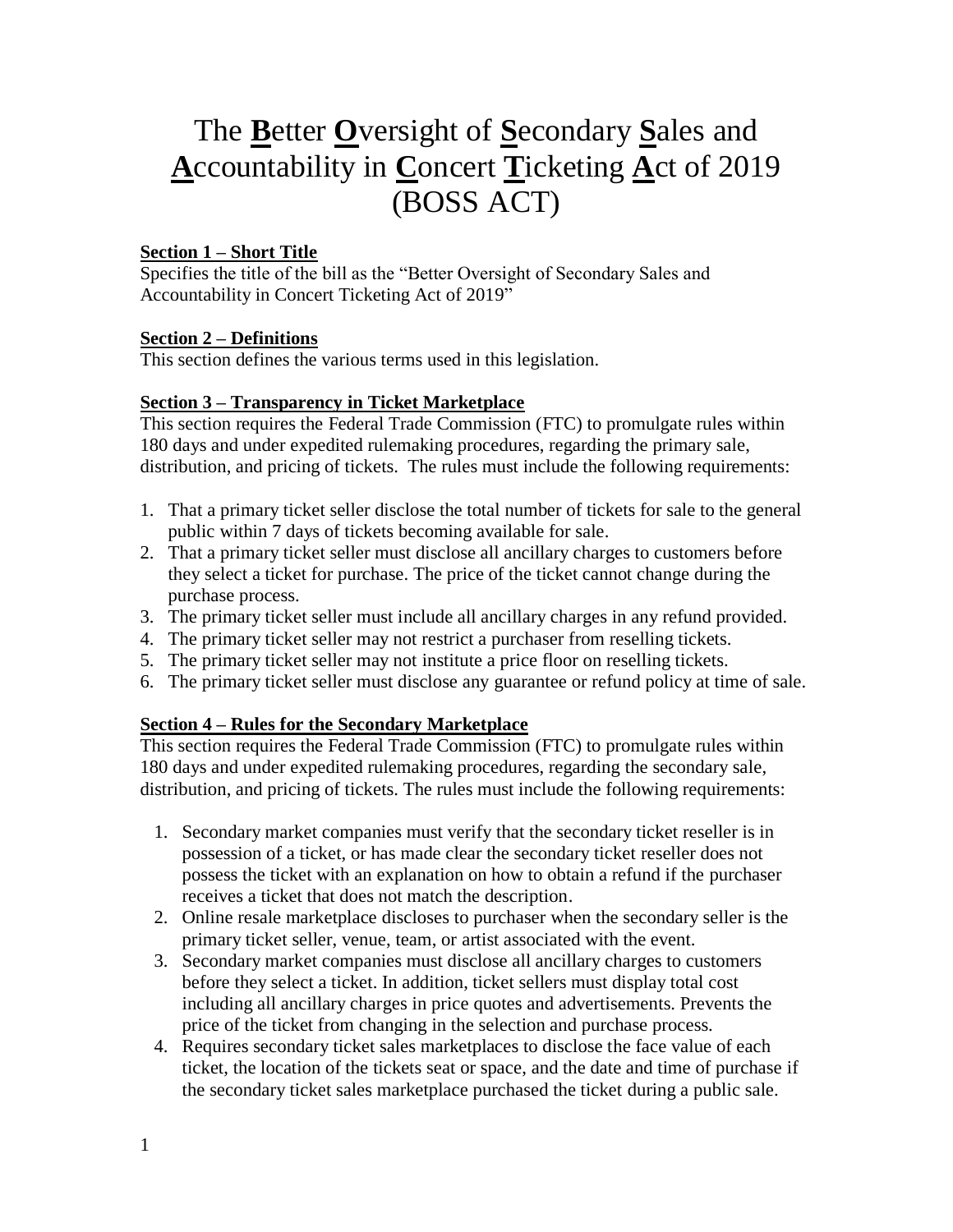# The **B**etter **O**versight of **S**econdary **S**ales and **A**ccountability in **C**oncert **T**icketing **A**ct of 2019 (BOSS ACT)

**Section 1 – Short Title**

Specifies the title of the bill as the "Better Oversight of Secondary Sales and Accountability in Concert Ticketing Act of 2019"

**Section 2 – Definitions**

This section defines the various terms used in this legislation.

**Section 3 – Transparency in Ticket Marketplace**

This section requires the Federal Trade Commission (FTC) to promulgate rules within 180 days and under expedited rulemaking procedures, regarding the primary sale, distribution, and pricing of tickets. The rules must include the following requirements:

1. That a primary ticket seller disclose the total number of tickets for sale to the general public within 7 days of tickets becoming available for sale.
2. That a primary ticket seller must disclose all ancillary charges to customers before they select a ticket for purchase. The price of the ticket cannot change during the purchase process.
3. The primary ticket seller must include all ancillary charges in any refund provided.
4. The primary ticket seller may not restrict a purchaser from reselling tickets.
5. The primary ticket seller may not institute a price floor on reselling tickets.
6. The primary ticket seller must disclose any guarantee or refund policy at time of sale.

**Section 4 – Rules for the Secondary Marketplace**

This section requires the Federal Trade Commission (FTC) to promulgate rules within 180 days and under expedited rulemaking procedures, regarding the secondary sale, distribution, and pricing of tickets. The rules must include the following requirements:

1. Secondary market companies must verify that the secondary ticket reseller is in possession of a ticket, or has made clear the secondary ticket reseller does not possess the ticket with an explanation on how to obtain a refund if the purchaser receives a ticket that does not match the description.
2. Online resale marketplace discloses to purchaser when the secondary seller is the primary ticket seller, venue, team, or artist associated with the event.
3. Secondary market companies must disclose all ancillary charges to customers before they select a ticket. In addition, ticket sellers must display total cost including all ancillary charges in price quotes and advertisements. Prevents the price of the ticket from changing in the selection and purchase process.
4. Requires secondary ticket sales marketplaces to disclose the face value of each ticket, the location of the tickets seat or space, and the date and time of purchase if the secondary ticket sales marketplace purchased the ticket during a public sale.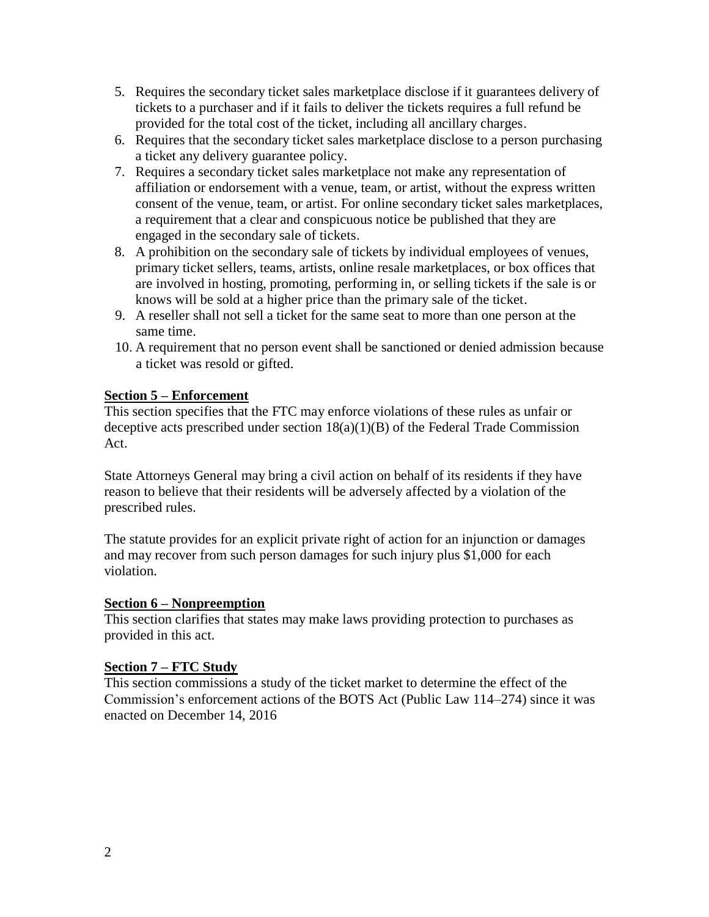5. Requires the secondary ticket sales marketplace disclose if it guarantees delivery of tickets to a purchaser and if it fails to deliver the tickets requires a full refund be provided for the total cost of the ticket, including all ancillary charges.
6. Requires that the secondary ticket sales marketplace disclose to a person purchasing a ticket any delivery guarantee policy.
7. Requires a secondary ticket sales marketplace not make any representation of affiliation or endorsement with a venue, team, or artist, without the express written consent of the venue, team, or artist. For online secondary ticket sales marketplaces, a requirement that a clear and conspicuous notice be published that they are engaged in the secondary sale of tickets.
8. A prohibition on the secondary sale of tickets by individual employees of venues, primary ticket sellers, teams, artists, online resale marketplaces, or box offices that are involved in hosting, promoting, performing in, or selling tickets if the sale is or knows will be sold at a higher price than the primary sale of the ticket.
9. A reseller shall not sell a ticket for the same seat to more than one person at the same time.
10. A requirement that no person event shall be sanctioned or denied admission because a ticket was resold or gifted.

**Section 5 – Enforcement**

This section specifies that the FTC may enforce violations of these rules as unfair or deceptive acts prescribed under section 18(a)(1)(B) of the Federal Trade Commission Act.

State Attorneys General may bring a civil action on behalf of its residents if they have reason to believe that their residents will be adversely affected by a violation of the prescribed rules.

The statute provides for an explicit private right of action for an injunction or damages and may recover from such person damages for such injury plus $1,000 for each violation.

**Section 6 – Nonpreemption**

This section clarifies that states may make laws providing protection to purchases as provided in this act.

**Section 7 – FTC Study**

This section commissions a study of the ticket market to determine the effect of the Commission's enforcement actions of the BOTS Act (Public Law 114–274) since it was enacted on December 14, 2016